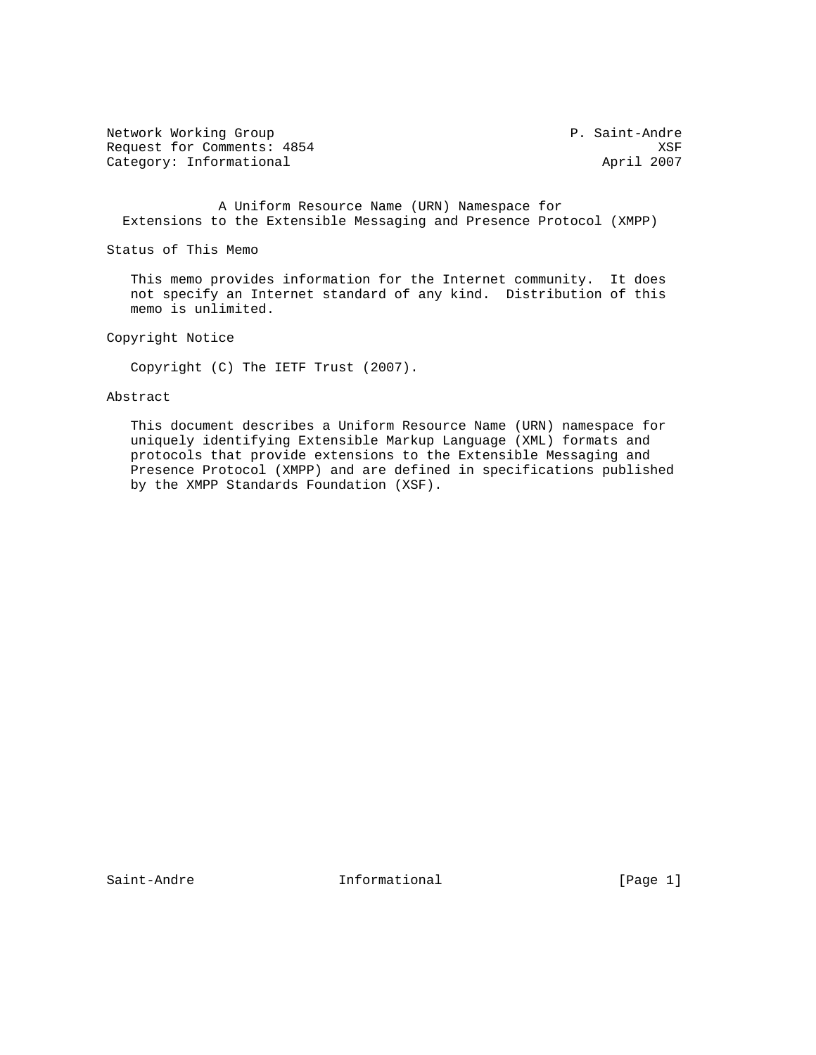Network Working Group P. Saint-Andre
Request for Comments: 4854 XSF
Category: Informational April 2007

# A Uniform Resource Name (URN) Namespace for Extensions to the Extensible Messaging and Presence Protocol (XMPP)

## Status of This Memo

This memo provides information for the Internet community. It does not specify an Internet standard of any kind. Distribution of this memo is unlimited.

## Copyright Notice

Copyright (C) The IETF Trust (2007).

## Abstract

This document describes a Uniform Resource Name (URN) namespace for uniquely identifying Extensible Markup Language (XML) formats and protocols that provide extensions to the Extensible Messaging and Presence Protocol (XMPP) and are defined in specifications published by the XMPP Standards Foundation (XSF).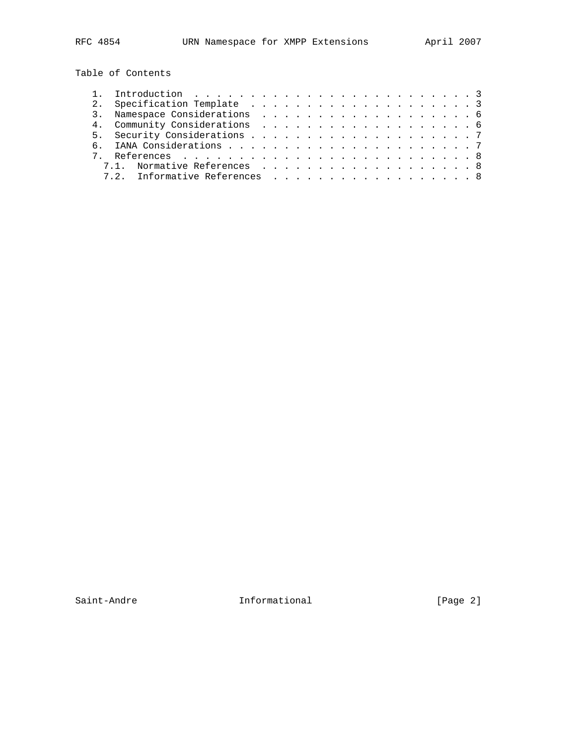## Table of Contents

1. Introduction . . . . . . . . . . . . . . . . . . . . . . . . . 3
2. Specification Template . . . . . . . . . . . . . . . . . . . . 3
3. Namespace Considerations . . . . . . . . . . . . . . . . . . . 6
4. Community Considerations . . . . . . . . . . . . . . . . . . . 6
5. Security Considerations . . . . . . . . . . . . . . . . . . . . 7
6. IANA Considerations . . . . . . . . . . . . . . . . . . . . . . 7
7. References . . . . . . . . . . . . . . . . . . . . . . . . . . 8
   - 7.1. Normative References . . . . . . . . . . . . . . . . . . . 8
   - 7.2. Informative References . . . . . . . . . . . . . . . . . . 8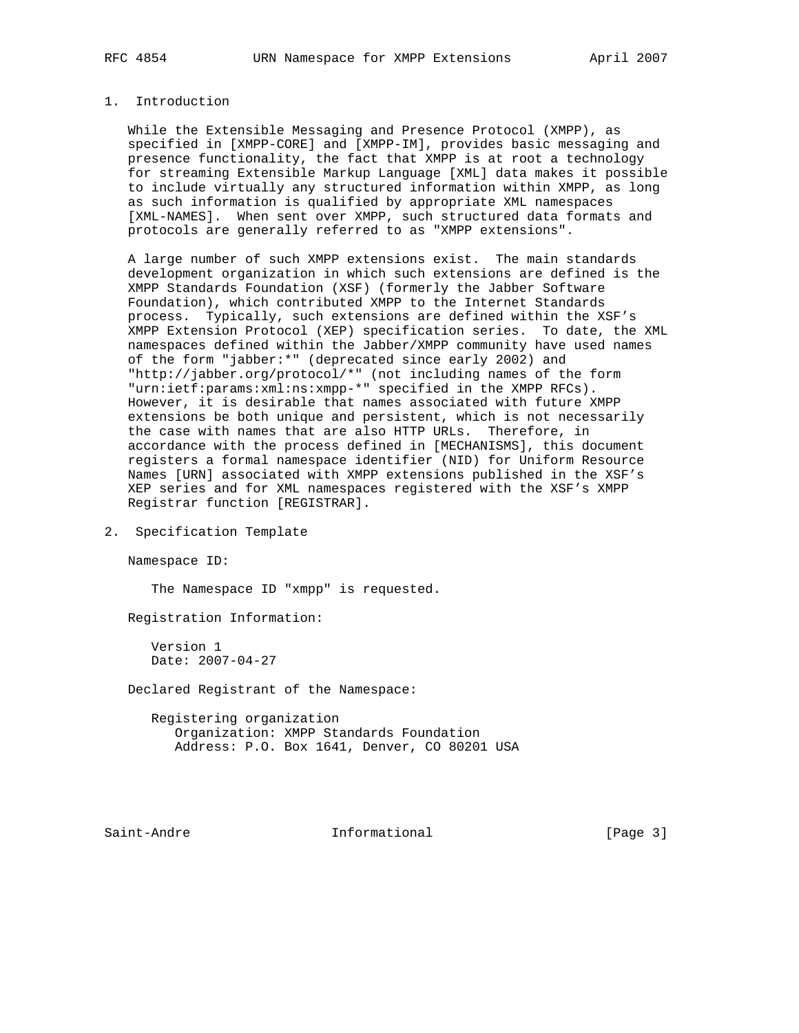## 1. Introduction

While the Extensible Messaging and Presence Protocol (XMPP), as specified in [XMPP-CORE] and [XMPP-IM], provides basic messaging and presence functionality, the fact that XMPP is at root a technology for streaming Extensible Markup Language [XML] data makes it possible to include virtually any structured information within XMPP, as long as such information is qualified by appropriate XML namespaces [XML-NAMES]. When sent over XMPP, such structured data formats and protocols are generally referred to as "XMPP extensions".

A large number of such XMPP extensions exist. The main standards development organization in which such extensions are defined is the XMPP Standards Foundation (XSF) (formerly the Jabber Software Foundation), which contributed XMPP to the Internet Standards process. Typically, such extensions are defined within the XSF's XMPP Extension Protocol (XEP) specification series. To date, the XML namespaces defined within the Jabber/XMPP community have used names of the form "jabber:*" (deprecated since early 2002) and "http://jabber.org/protocol/*" (not including names of the form "urn:ietf:params:xml:ns:xmpp-*" specified in the XMPP RFCs). However, it is desirable that names associated with future XMPP extensions be both unique and persistent, which is not necessarily the case with names that are also HTTP URLs. Therefore, in accordance with the process defined in [MECHANISMS], this document registers a formal namespace identifier (NID) for Uniform Resource Names [URN] associated with XMPP extensions published in the XSF's XEP series and for XML namespaces registered with the XSF's XMPP Registrar function [REGISTRAR].

## 2. Specification Template

Namespace ID:

   The Namespace ID "xmpp" is requested.

Registration Information:

   Version 1
   Date: 2007-04-27

Declared Registrant of the Namespace:

   Registering organization
      Organization: XMPP Standards Foundation
      Address: P.O. Box 1641, Denver, CO 80201 USA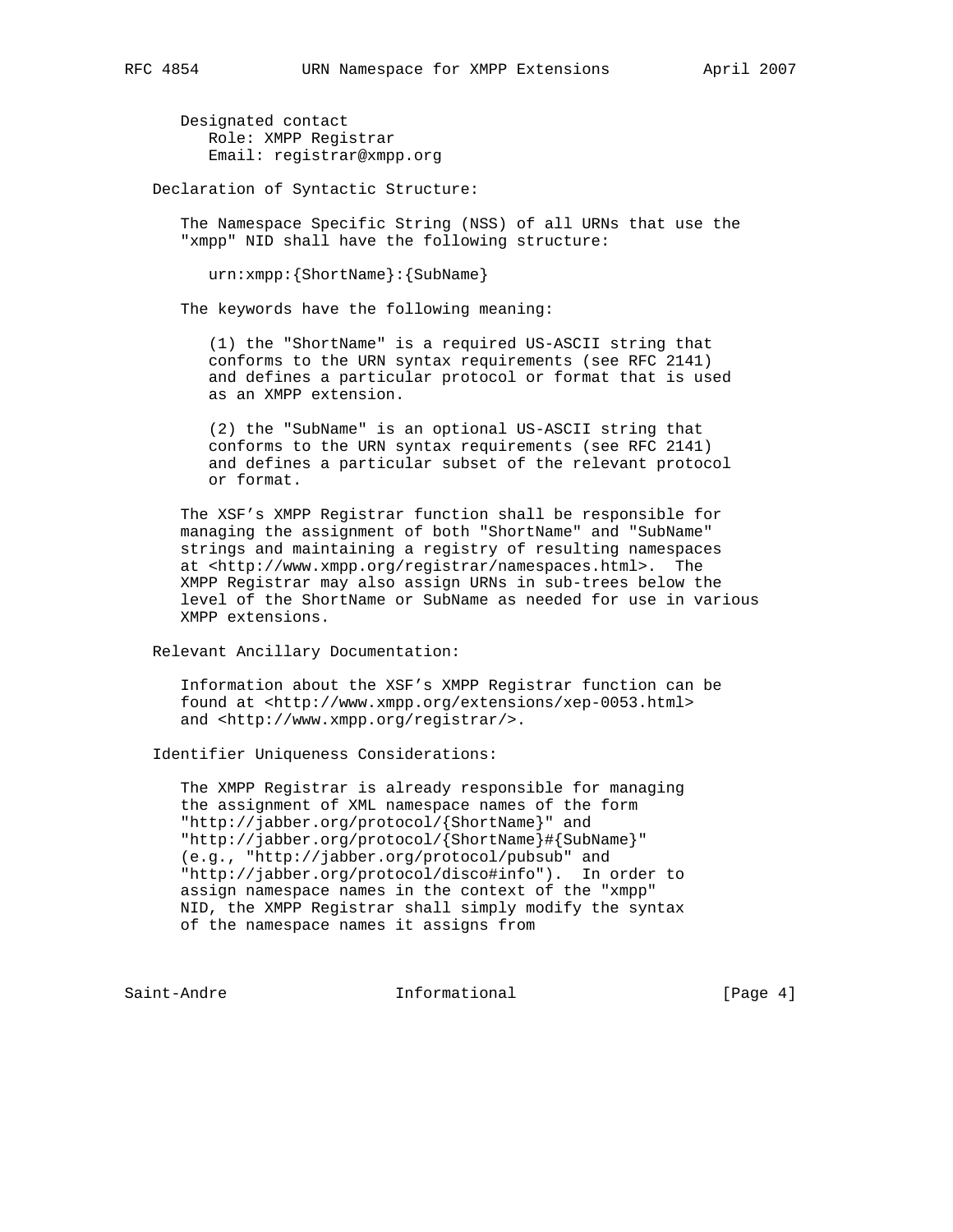Designated contact
Role: XMPP Registrar
Email: registrar@xmpp.org

Declaration of Syntactic Structure:

The Namespace Specific String (NSS) of all URNs that use the "xmpp" NID shall have the following structure:

```
urn:xmpp:{ShortName}:{SubName}
```

The keywords have the following meaning:

(1) the "ShortName" is a required US-ASCII string that conforms to the URN syntax requirements (see RFC 2141) and defines a particular protocol or format that is used as an XMPP extension.

(2) the "SubName" is an optional US-ASCII string that conforms to the URN syntax requirements (see RFC 2141) and defines a particular subset of the relevant protocol or format.

The XSF's XMPP Registrar function shall be responsible for managing the assignment of both "ShortName" and "SubName" strings and maintaining a registry of resulting namespaces at <http://www.xmpp.org/registrar/namespaces.html>. The XMPP Registrar may also assign URNs in sub-trees below the level of the ShortName or SubName as needed for use in various XMPP extensions.

Relevant Ancillary Documentation:

Information about the XSF's XMPP Registrar function can be found at <http://www.xmpp.org/extensions/xep-0053.html> and <http://www.xmpp.org/registrar/>.

Identifier Uniqueness Considerations:

The XMPP Registrar is already responsible for managing the assignment of XML namespace names of the form "http://jabber.org/protocol/{ShortName}" and "http://jabber.org/protocol/{ShortName}#{SubName}" (e.g., "http://jabber.org/protocol/pubsub" and "http://jabber.org/protocol/disco#info"). In order to assign namespace names in the context of the "xmpp" NID, the XMPP Registrar shall simply modify the syntax of the namespace names it assigns from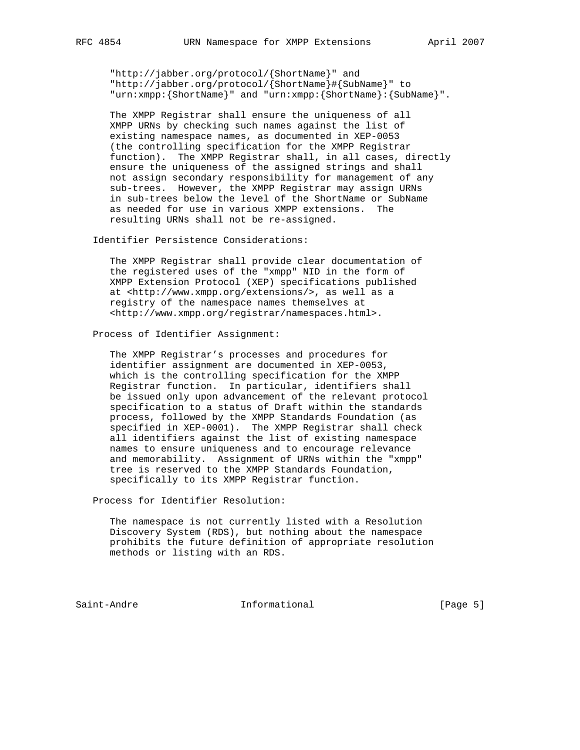"http://jabber.org/protocol/{ShortName}" and "http://jabber.org/protocol/{ShortName}#{SubName}" to "urn:xmpp:{ShortName}" and "urn:xmpp:{ShortName}:{SubName}".

The XMPP Registrar shall ensure the uniqueness of all XMPP URNs by checking such names against the list of existing namespace names, as documented in XEP-0053 (the controlling specification for the XMPP Registrar function). The XMPP Registrar shall, in all cases, directly ensure the uniqueness of the assigned strings and shall not assign secondary responsibility for management of any sub-trees. However, the XMPP Registrar may assign URNs in sub-trees below the level of the ShortName or SubName as needed for use in various XMPP extensions. The resulting URNs shall not be re-assigned.

Identifier Persistence Considerations:

The XMPP Registrar shall provide clear documentation of the registered uses of the "xmpp" NID in the form of XMPP Extension Protocol (XEP) specifications published at <http://www.xmpp.org/extensions/>, as well as a registry of the namespace names themselves at <http://www.xmpp.org/registrar/namespaces.html>.

Process of Identifier Assignment:

The XMPP Registrar’s processes and procedures for identifier assignment are documented in XEP-0053, which is the controlling specification for the XMPP Registrar function. In particular, identifiers shall be issued only upon advancement of the relevant protocol specification to a status of Draft within the standards process, followed by the XMPP Standards Foundation (as specified in XEP-0001). The XMPP Registrar shall check all identifiers against the list of existing namespace names to ensure uniqueness and to encourage relevance and memorability. Assignment of URNs within the "xmpp" tree is reserved to the XMPP Standards Foundation, specifically to its XMPP Registrar function.

Process for Identifier Resolution:

The namespace is not currently listed with a Resolution Discovery System (RDS), but nothing about the namespace prohibits the future definition of appropriate resolution methods or listing with an RDS.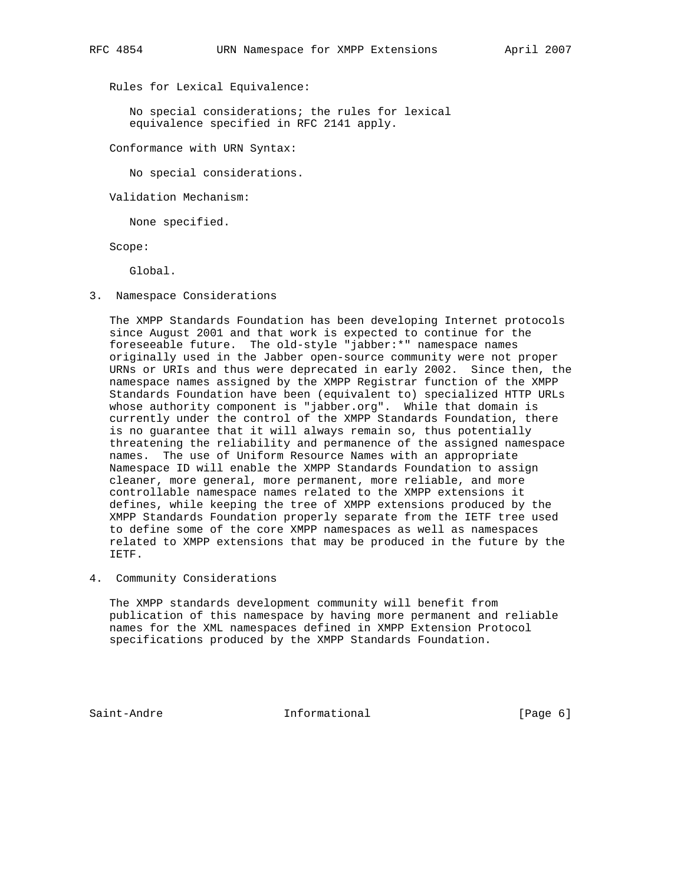Rules for Lexical Equivalence:

No special considerations; the rules for lexical equivalence specified in RFC 2141 apply.

Conformance with URN Syntax:

No special considerations.

Validation Mechanism:

None specified.

Scope:

Global.

## 3. Namespace Considerations

The XMPP Standards Foundation has been developing Internet protocols since August 2001 and that work is expected to continue for the foreseeable future. The old-style "jabber:*" namespace names originally used in the Jabber open-source community were not proper URNs or URIs and thus were deprecated in early 2002. Since then, the namespace names assigned by the XMPP Registrar function of the XMPP Standards Foundation have been (equivalent to) specialized HTTP URLs whose authority component is "jabber.org". While that domain is currently under the control of the XMPP Standards Foundation, there is no guarantee that it will always remain so, thus potentially threatening the reliability and permanence of the assigned namespace names. The use of Uniform Resource Names with an appropriate Namespace ID will enable the XMPP Standards Foundation to assign cleaner, more general, more permanent, more reliable, and more controllable namespace names related to the XMPP extensions it defines, while keeping the tree of XMPP extensions produced by the XMPP Standards Foundation properly separate from the IETF tree used to define some of the core XMPP namespaces as well as namespaces related to XMPP extensions that may be produced in the future by the IETF.

## 4. Community Considerations

The XMPP standards development community will benefit from publication of this namespace by having more permanent and reliable names for the XML namespaces defined in XMPP Extension Protocol specifications produced by the XMPP Standards Foundation.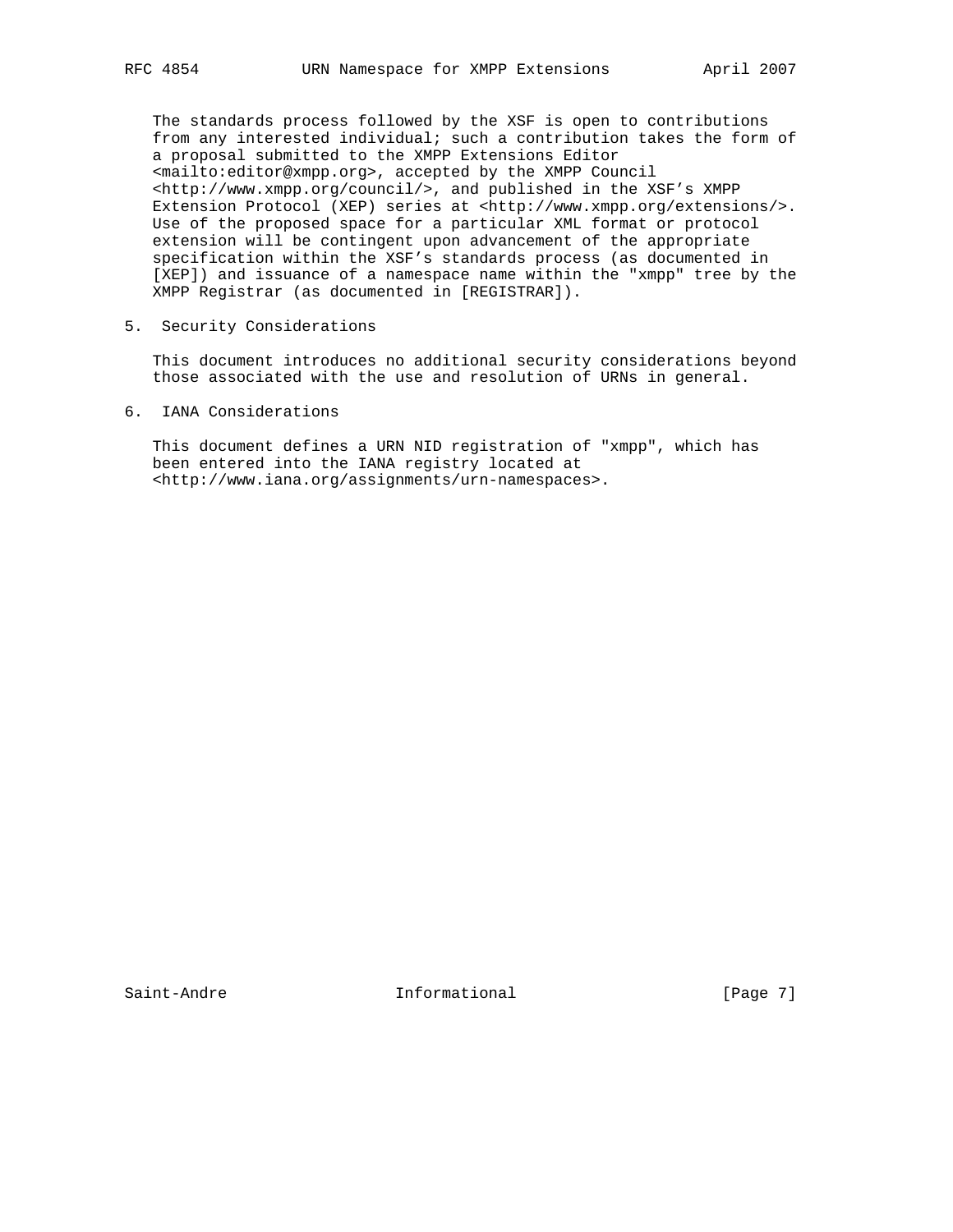The standards process followed by the XSF is open to contributions from any interested individual; such a contribution takes the form of a proposal submitted to the XMPP Extensions Editor <mailto:editor@xmpp.org>, accepted by the XMPP Council <http://www.xmpp.org/council/>, and published in the XSF's XMPP Extension Protocol (XEP) series at <http://www.xmpp.org/extensions/>. Use of the proposed space for a particular XML format or protocol extension will be contingent upon advancement of the appropriate specification within the XSF's standards process (as documented in [XEP]) and issuance of a namespace name within the "xmpp" tree by the XMPP Registrar (as documented in [REGISTRAR]).

## 5. Security Considerations

This document introduces no additional security considerations beyond those associated with the use and resolution of URNs in general.

## 6. IANA Considerations

This document defines a URN NID registration of "xmpp", which has been entered into the IANA registry located at <http://www.iana.org/assignments/urn-namespaces>.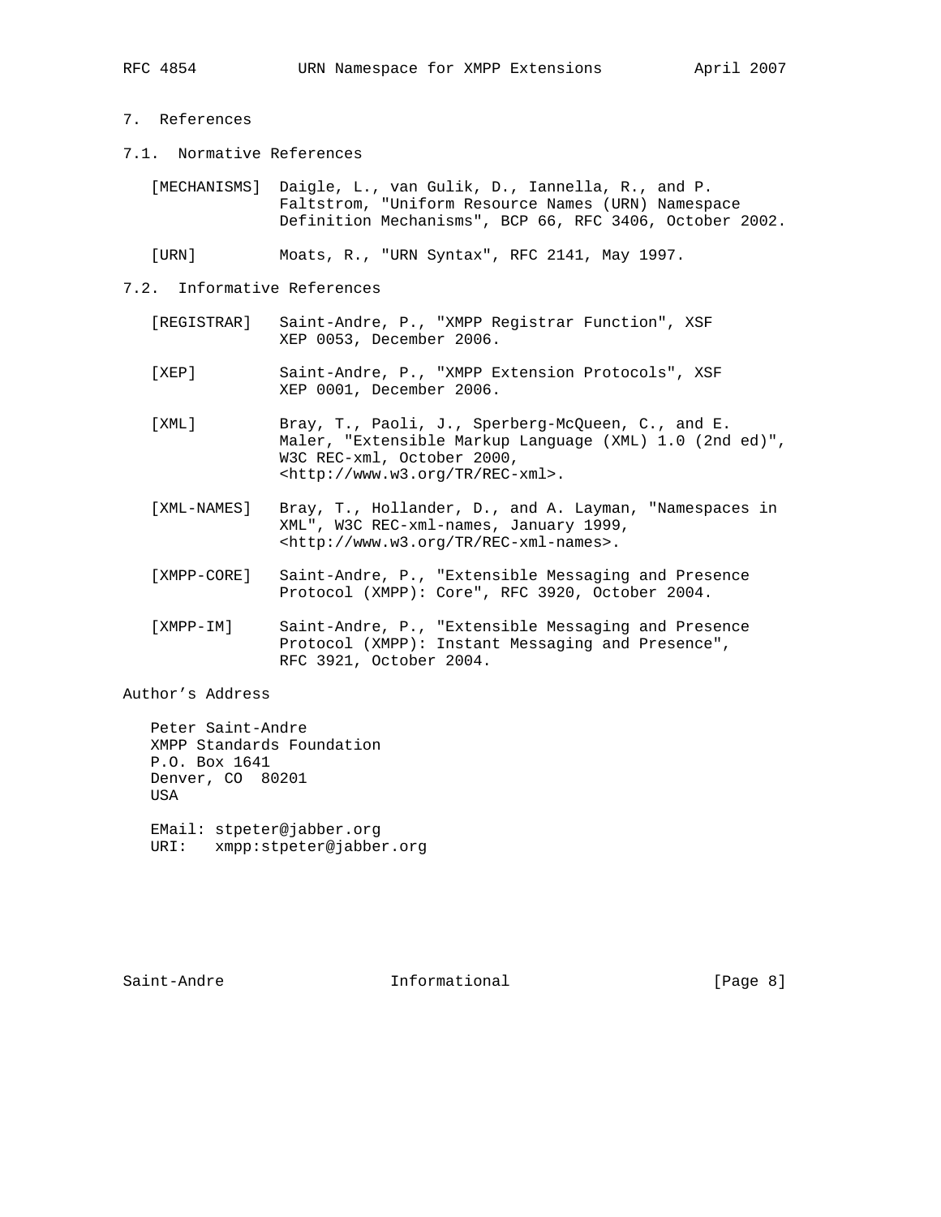## 7. References

### 7.1. Normative References

[MECHANISMS] Daigle, L., van Gulik, D., Iannella, R., and P. Faltstrom, "Uniform Resource Names (URN) Namespace Definition Mechanisms", BCP 66, RFC 3406, October 2002.

[URN] Moats, R., "URN Syntax", RFC 2141, May 1997.

### 7.2. Informative References

[REGISTRAR] Saint-Andre, P., "XMPP Registrar Function", XSF XEP 0053, December 2006.

[XEP] Saint-Andre, P., "XMPP Extension Protocols", XSF XEP 0001, December 2006.

[XML] Bray, T., Paoli, J., Sperberg-McQueen, C., and E. Maler, "Extensible Markup Language (XML) 1.0 (2nd ed)", W3C REC-xml, October 2000, <http://www.w3.org/TR/REC-xml>.

[XML-NAMES] Bray, T., Hollander, D., and A. Layman, "Namespaces in XML", W3C REC-xml-names, January 1999, <http://www.w3.org/TR/REC-xml-names>.

[XMPP-CORE] Saint-Andre, P., "Extensible Messaging and Presence Protocol (XMPP): Core", RFC 3920, October 2004.

[XMPP-IM] Saint-Andre, P., "Extensible Messaging and Presence Protocol (XMPP): Instant Messaging and Presence", RFC 3921, October 2004.

## Author's Address

Peter Saint-Andre
XMPP Standards Foundation
P.O. Box 1641
Denver, CO 80201
USA

EMail: stpeter@jabber.org
URI: xmpp:stpeter@jabber.org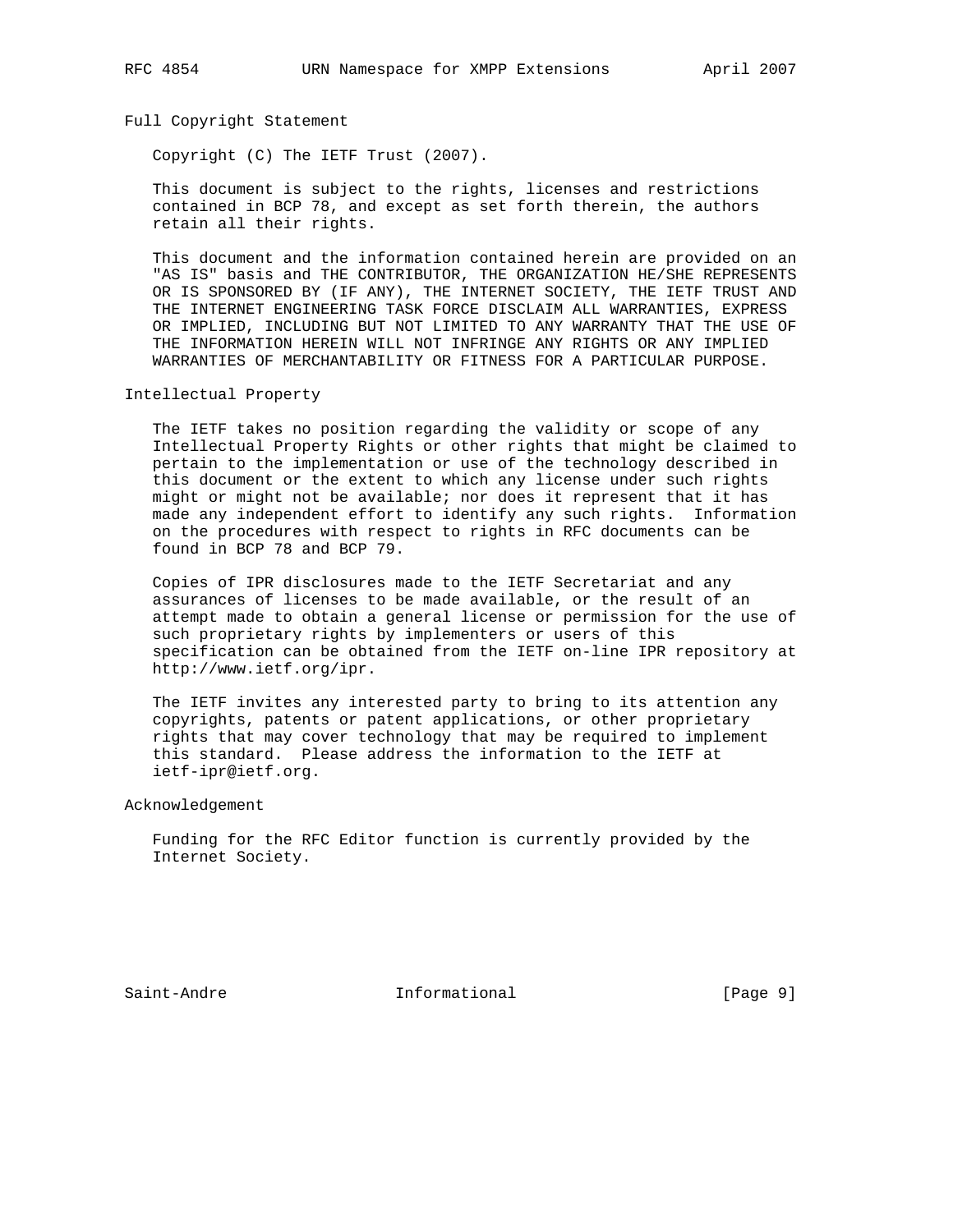## Full Copyright Statement

Copyright (C) The IETF Trust (2007).

This document is subject to the rights, licenses and restrictions contained in BCP 78, and except as set forth therein, the authors retain all their rights.

This document and the information contained herein are provided on an "AS IS" basis and THE CONTRIBUTOR, THE ORGANIZATION HE/SHE REPRESENTS OR IS SPONSORED BY (IF ANY), THE INTERNET SOCIETY, THE IETF TRUST AND THE INTERNET ENGINEERING TASK FORCE DISCLAIM ALL WARRANTIES, EXPRESS OR IMPLIED, INCLUDING BUT NOT LIMITED TO ANY WARRANTY THAT THE USE OF THE INFORMATION HEREIN WILL NOT INFRINGE ANY RIGHTS OR ANY IMPLIED WARRANTIES OF MERCHANTABILITY OR FITNESS FOR A PARTICULAR PURPOSE.

## Intellectual Property

The IETF takes no position regarding the validity or scope of any Intellectual Property Rights or other rights that might be claimed to pertain to the implementation or use of the technology described in this document or the extent to which any license under such rights might or might not be available; nor does it represent that it has made any independent effort to identify any such rights. Information on the procedures with respect to rights in RFC documents can be found in BCP 78 and BCP 79.

Copies of IPR disclosures made to the IETF Secretariat and any assurances of licenses to be made available, or the result of an attempt made to obtain a general license or permission for the use of such proprietary rights by implementers or users of this specification can be obtained from the IETF on-line IPR repository at http://www.ietf.org/ipr.

The IETF invites any interested party to bring to its attention any copyrights, patents or patent applications, or other proprietary rights that may cover technology that may be required to implement this standard. Please address the information to the IETF at ietf-ipr@ietf.org.

## Acknowledgement

Funding for the RFC Editor function is currently provided by the Internet Society.